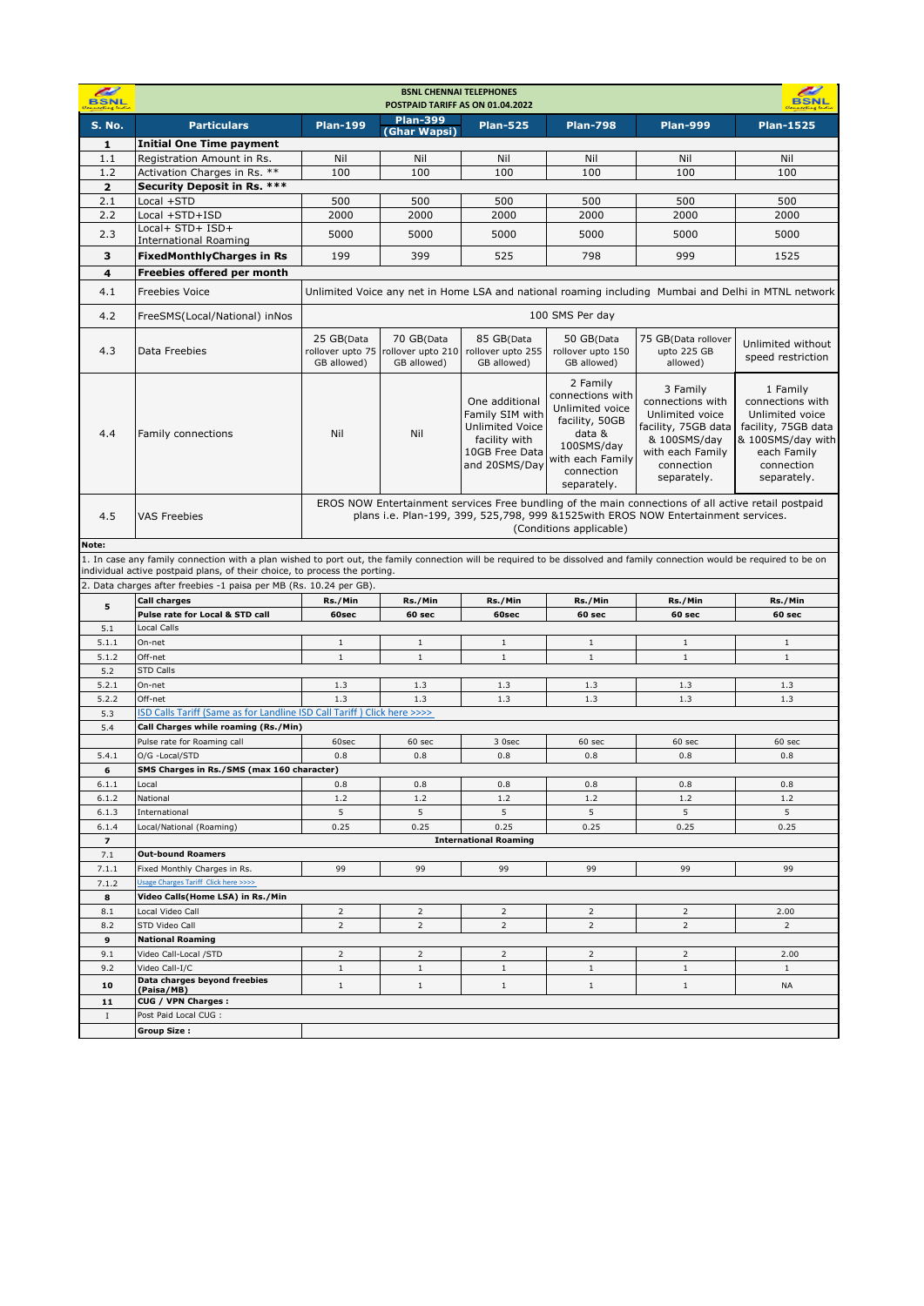# BSNL CHENNAI TELEPHONES

## POSTPAID TARIFF AS ON 01.04.2022

| S. No. | Particulars | Plan-199 | Plan-399 (Ghar Wapsi) | Plan-525 | Plan-798 | Plan-999 | Plan-1525 |
|---|---|---|---|---|---|---|---|
| 1 | **Initial One Time payment** | | | | | | |
| 1.1 | Registration Amount in Rs. | Nil | Nil | Nil | Nil | Nil | Nil |
| 1.2 | Activation Charges in Rs. ** | 100 | 100 | 100 | 100 | 100 | 100 |
| 2 | **Security Deposit in Rs. *** ** | | | | | | |
| 2.1 | Local +STD | 500 | 500 | 500 | 500 | 500 | 500 |
| 2.2 | Local +STD+ISD | 2000 | 2000 | 2000 | 2000 | 2000 | 2000 |
| 2.3 | Local+ STD+ ISD+ International Roaming | 5000 | 5000 | 5000 | 5000 | 5000 | 5000 |
| 3 | **FixedMonthlyCharges in Rs** | 199 | 399 | 525 | 798 | 999 | 1525 |
| 4 | **Freebies offered per month** | | | | | | |
| 4.1 | Freebies Voice | Unlimited Voice any net in Home LSA and national roaming including Mumbai and Delhi in MTNL network | | | | | |
| 4.2 | FreeSMS(Local/National) inNos | 100 SMS Per day | | | | | |
| 4.3 | Data Freebies | 25 GB(Data rollover upto 75 GB allowed) | 70 GB(Data rollover upto 210 GB allowed) | 85 GB(Data rollover upto 255 GB allowed) | 50 GB(Data rollover upto 150 GB allowed) | 75 GB(Data rollover upto 225 GB allowed) | Unlimited without speed restriction |
| 4.4 | Family connections | Nil | Nil | One additional Family SIM with Unlimited Voice facility with 10GB Free Data and 20SMS/Day | 2 Family connections with Unlimited voice facility, 50GB data & 100SMS/day with each Family connection separately. | 3 Family connections with Unlimited voice facility, 75GB data & 100SMS/day with each Family connection separately. | 1 Family connections with Unlimited voice facility, 75GB data & 100SMS/day with each Family connection separately. |
| 4.5 | VAS Freebies | EROS NOW Entertainment services Free bundling of the main connections of all active retail postpaid plans i.e. Plan-199, 399, 525,798, 999 &1525with EROS NOW Entertainment services. (Conditions applicable) | | | | | |

**Note:**

1. In case any family connection with a plan wished to port out, the family connection will be required to be dissolved and family connection would be required to be on individual active postpaid plans, of their choice, to process the porting.
2. Data charges after freebies -1 paisa per MB (Rs. 10.24 per GB).

| S. No. | Particulars | Plan-199 | Plan-399 (Ghar Wapsi) | Plan-525 | Plan-798 | Plan-999 | Plan-1525 |
|---|---|---|---|---|---|---|---|
| 5 | **Call charges** | **Rs./Min** | **Rs./Min** | **Rs./Min** | **Rs./Min** | **Rs./Min** | **Rs./Min** |
| | **Pulse rate for Local & STD call** | **60sec** | **60 sec** | **60sec** | **60 sec** | **60 sec** | **60 sec** |
| 5.1 | Local Calls | | | | | | |
| 5.1.1 | On-net | 1 | 1 | 1 | 1 | 1 | 1 |
| 5.1.2 | Off-net | 1 | 1 | 1 | 1 | 1 | 1 |
| 5.2 | STD Calls | | | | | | |
| 5.2.1 | On-net | 1.3 | 1.3 | 1.3 | 1.3 | 1.3 | 1.3 |
| 5.2.2 | Off-net | 1.3 | 1.3 | 1.3 | 1.3 | 1.3 | 1.3 |
| 5.3 | ISD Calls Tariff (Same as for Landline ISD Call Tariff ) Click here >>>> | | | | | | |
| 5.4 | **Call Charges while roaming (Rs./Min)** | | | | | | |
| | Pulse rate for Roaming call | 60sec | 60 sec | 3 0sec | 60 sec | 60 sec | 60 sec |
| 5.4.1 | O/G -Local/STD | 0.8 | 0.8 | 0.8 | 0.8 | 0.8 | 0.8 |
| 6 | **SMS Charges in Rs./SMS (max 160 character)** | | | | | | |
| 6.1.1 | Local | 0.8 | 0.8 | 0.8 | 0.8 | 0.8 | 0.8 |
| 6.1.2 | National | 1.2 | 1.2 | 1.2 | 1.2 | 1.2 | 1.2 |
| 6.1.3 | International | 5 | 5 | 5 | 5 | 5 | 5 |
| 6.1.4 | Local/National (Roaming) | 0.25 | 0.25 | 0.25 | 0.25 | 0.25 | 0.25 |
| 7 | | **International Roaming** | | | | | |
| 7.1 | **Out-bound Roamers** | | | | | | |
| 7.1.1 | Fixed Monthly Charges in Rs. | 99 | 99 | 99 | 99 | 99 | 99 |
| 7.1.2 | Usage Charges Tariff Click here >>>> | | | | | | |
| 8 | **Video Calls(Home LSA) in Rs./Min** | | | | | | |
| 8.1 | Local Video Call | 2 | 2 | 2 | 2 | 2 | 2.00 |
| 8.2 | STD Video Call | 2 | 2 | 2 | 2 | 2 | 2 |
| 9 | **National Roaming** | | | | | | |
| 9.1 | Video Call-Local /STD | 2 | 2 | 2 | 2 | 2 | 2.00 |
| 9.2 | Video Call-I/C | 1 | 1 | 1 | 1 | 1 | 1 |
| 10 | **Data charges beyond freebies (Paisa/MB)** | 1 | 1 | 1 | 1 | 1 | NA |
| 11 | **CUG / VPN Charges :** | | | | | | |
| I | Post Paid Local CUG : | | | | | | |
| | **Group Size :** | | | | | | |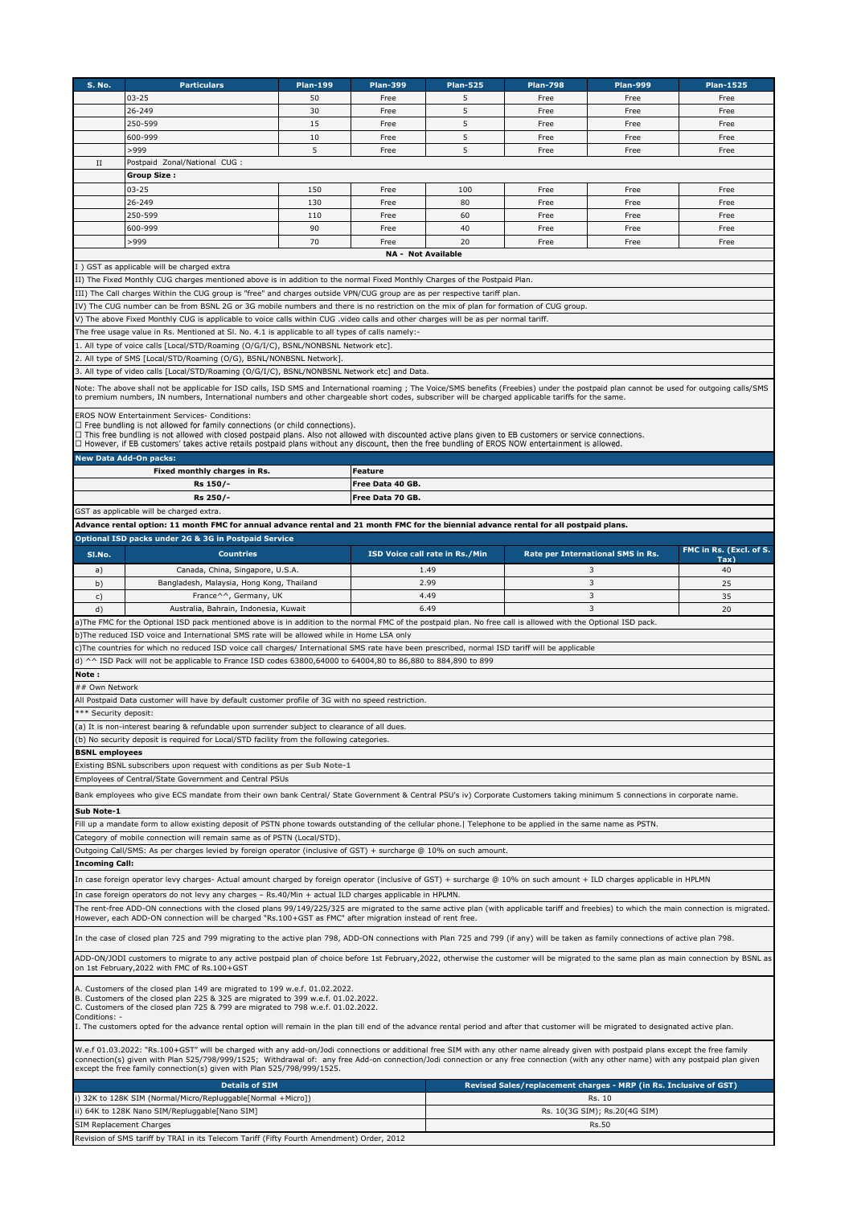| S. No. | Particulars | Plan-199 | Plan-399 | Plan-525 | Plan-798 | Plan-999 | Plan-1525 |
|---|---|---|---|---|---|---|---|
| | 03-25 | 50 | Free | 5 | Free | Free | Free |
| | 26-249 | 30 | Free | 5 | Free | Free | Free |
| | 250-599 | 15 | Free | 5 | Free | Free | Free |
| | 600-999 | 10 | Free | 5 | Free | Free | Free |
| | >999 | 5 | Free | 5 | Free | Free | Free |
| II | Postpaid Zonal/National CUG : | | | | | | |
| | **Group Size :** | | | | | | |
| | 03-25 | 150 | Free | 100 | Free | Free | Free |
| | 26-249 | 130 | Free | 80 | Free | Free | Free |
| | 250-599 | 110 | Free | 60 | Free | Free | Free |
| | 600-999 | 90 | Free | 40 | Free | Free | Free |
| | >999 | 70 | Free | 20 | Free | Free | Free |

**NA - Not Available**

I ) GST as applicable will be charged extra

II) The Fixed Monthly CUG charges mentioned above is in addition to the normal Fixed Monthly Charges of the Postpaid Plan.

III) The Call charges Within the CUG group is "free" and charges outside VPN/CUG group are as per respective tariff plan.

IV) The CUG number can be from BSNL 2G or 3G mobile numbers and there is no restriction on the mix of plan for formation of CUG group.

V) The above Fixed Monthly CUG is applicable to voice calls within CUG .video calls and other charges will be as per normal tariff.

The free usage value in Rs. Mentioned at Sl. No. 4.1 is applicable to all types of calls namely:-

1. All type of voice calls [Local/STD/Roaming (O/G/I/C), BSNL/NONBSNL Network etc].
2. All type of SMS [Local/STD/Roaming (O/G), BSNL/NONBSNL Network].
3. All type of video calls [Local/STD/Roaming (O/G/I/C), BSNL/NONBSNL Network etc] and Data.

Note: The above shall not be applicable for ISD calls, ISD SMS and International roaming ; The Voice/SMS benefits (Freebies) under the postpaid plan cannot be used for outgoing calls/SMS to premium numbers, IN numbers, International numbers and other chargeable short codes, subscriber will be charged applicable tariffs for the same.

EROS NOW Entertainment Services- Conditions:
☐ Free bundling is not allowed for family connections (or child connections).
☐ This free bundling is not allowed with closed postpaid plans. Also not allowed with discounted active plans given to EB customers or service connections.
☐ However, if EB customers' takes active retails postpaid plans without any discount, then the free bundling of EROS NOW entertainment is allowed.

**New Data Add-On packs:**

| Fixed monthly charges in Rs. | Feature |
|---|---|
| Rs 150/- | Free Data 40 GB. |
| Rs 250/- | Free Data 70 GB. |

GST as applicable will be charged extra.

**Advance rental option: 11 month FMC for annual advance rental and 21 month FMC for the biennial advance rental for all postpaid plans.**

**Optional ISD packs under 2G & 3G in Postpaid Service**

| Sl.No. | Countries | ISD Voice call rate in Rs./Min | Rate per International SMS in Rs. | FMC in Rs. (Excl. of S. Tax) |
|---|---|---|---|---|
| a) | Canada, China, Singapore, U.S.A. | 1.49 | 3 | 40 |
| b) | Bangladesh, Malaysia, Hong Kong, Thailand | 2.99 | 3 | 25 |
| c) | France^^, Germany, UK | 4.49 | 3 | 35 |
| d) | Australia, Bahrain, Indonesia, Kuwait | 6.49 | 3 | 20 |

a)The FMC for the Optional ISD pack mentioned above is in addition to the normal FMC of the postpaid plan. No free call is allowed with the Optional ISD pack.

b)The reduced ISD voice and International SMS rate will be allowed while in Home LSA only

c)The countries for which no reduced ISD voice call charges/ International SMS rate have been prescribed, normal ISD tariff will be applicable

d) ^^ ISD Pack will not be applicable to France ISD codes 63800,64000 to 64004,80 to 86,880 to 884,890 to 899

**Note :**

## Own Network

All Postpaid Data customer will have by default customer profile of 3G with no speed restriction.

*** Security deposit:

(a) It is non-interest bearing & refundable upon surrender subject to clearance of all dues.

(b) No security deposit is required for Local/STD facility from the following categories.

**BSNL employees**

Existing BSNL subscribers upon request with conditions as per **Sub Note-1**

Employees of Central/State Government and Central PSUs

Bank employees who give ECS mandate from their own bank Central/ State Government & Central PSU's iv) Corporate Customers taking minimum 5 connections in corporate name.

**Sub Note-1**

Fill up a mandate form to allow existing deposit of PSTN phone towards outstanding of the cellular phone.| Telephone to be applied in the same name as PSTN.

Category of mobile connection will remain same as of PSTN (Local/STD).

Outgoing Call/SMS: As per charges levied by foreign operator (inclusive of GST) + surcharge @ 10% on such amount.

**Incoming Call:**

In case foreign operator levy charges- Actual amount charged by foreign operator (inclusive of GST) + surcharge @ 10% on such amount + ILD charges applicable in HPLMN

In case foreign operators do not levy any charges – Rs.40/Min + actual ILD charges applicable in HPLMN.

The rent-free ADD-ON connections with the closed plans 99/149/225/325 are migrated to the same active plan (with applicable tariff and freebies) to which the main connection is migrated. However, each ADD-ON connection will be charged "Rs.100+GST as FMC" after migration instead of rent free.

In the case of closed plan 725 and 799 migrating to the active plan 798, ADD-ON connections with Plan 725 and 799 (if any) will be taken as family connections of active plan 798.

ADD-ON/JODI customers to migrate to any active postpaid plan of choice before 1st February,2022, otherwise the customer will be migrated to the same plan as main connection by BSNL as on 1st February,2022 with FMC of Rs.100+GST

A. Customers of the closed plan 149 are migrated to 199 w.e.f. 01.02.2022.
B. Customers of the closed plan 225 & 325 are migrated to 399 w.e.f. 01.02.2022.
C. Customers of the closed plan 725 & 799 are migrated to 798 w.e.f. 01.02.2022.
Conditions: -
I. The customers opted for the advance rental option will remain in the plan till end of the advance rental period and after that customer will be migrated to designated active plan.

W.e.f 01.03.2022: "Rs.100+GST" will be charged with any add-on/Jodi connections or additional free SIM with any other name already given with postpaid plans except the free family connection(s) given with Plan 525/798/999/1525; Withdrawal of: any free Add-on connection/Jodi connection or any free connection (with any other name) with any postpaid plan given except the free family connection(s) given with Plan 525/798/999/1525.

| Details of SIM | Revised Sales/replacement charges - MRP (in Rs. Inclusive of GST) |
|---|---|
| i) 32K to 128K SIM (Normal/Micro/Repluggable[Normal +Micro]) | Rs. 10 |
| ii) 64K to 128K Nano SIM/Repluggable[Nano SIM] | Rs. 10(3G SIM); Rs.20(4G SIM) |
| SIM Replacement Charges | Rs.50 |

Revision of SMS tariff by TRAI in its Telecom Tariff (Fifty Fourth Amendment) Order, 2012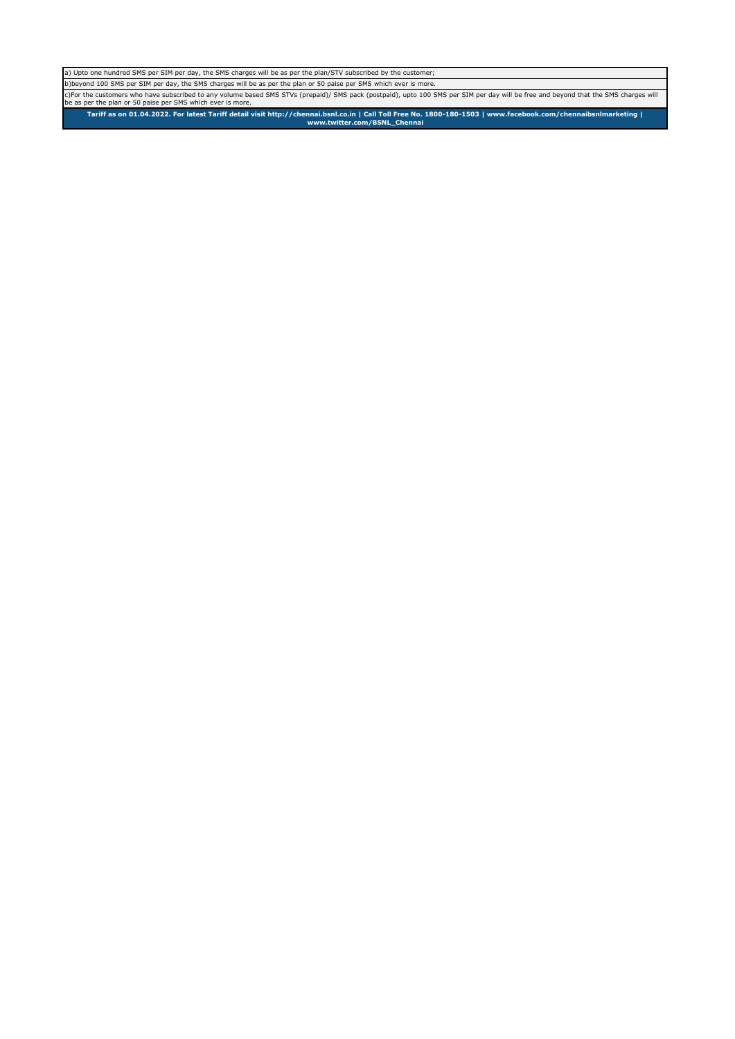a) Upto one hundred SMS per SIM per day, the SMS charges will be as per the plan/STV subscribed by the customer;

b)beyond 100 SMS per SIM per day, the SMS charges will be as per the plan or 50 paise per SMS which ever is more.

c)For the customers who have subscribed to any volume based SMS STVs (prepaid)/ SMS pack (postpaid), upto 100 SMS per SIM per day will be free and beyond that the SMS charges will be as per the plan or 50 paise per SMS which ever is more.

**Tariff as on 01.04.2022. For latest Tariff detail visit http://chennai.bsnl.co.in | Call Toll Free No. 1800-180-1503 | www.facebook.com/chennaibsnlmarketing | www.twitter.com/BSNL_Chennai**